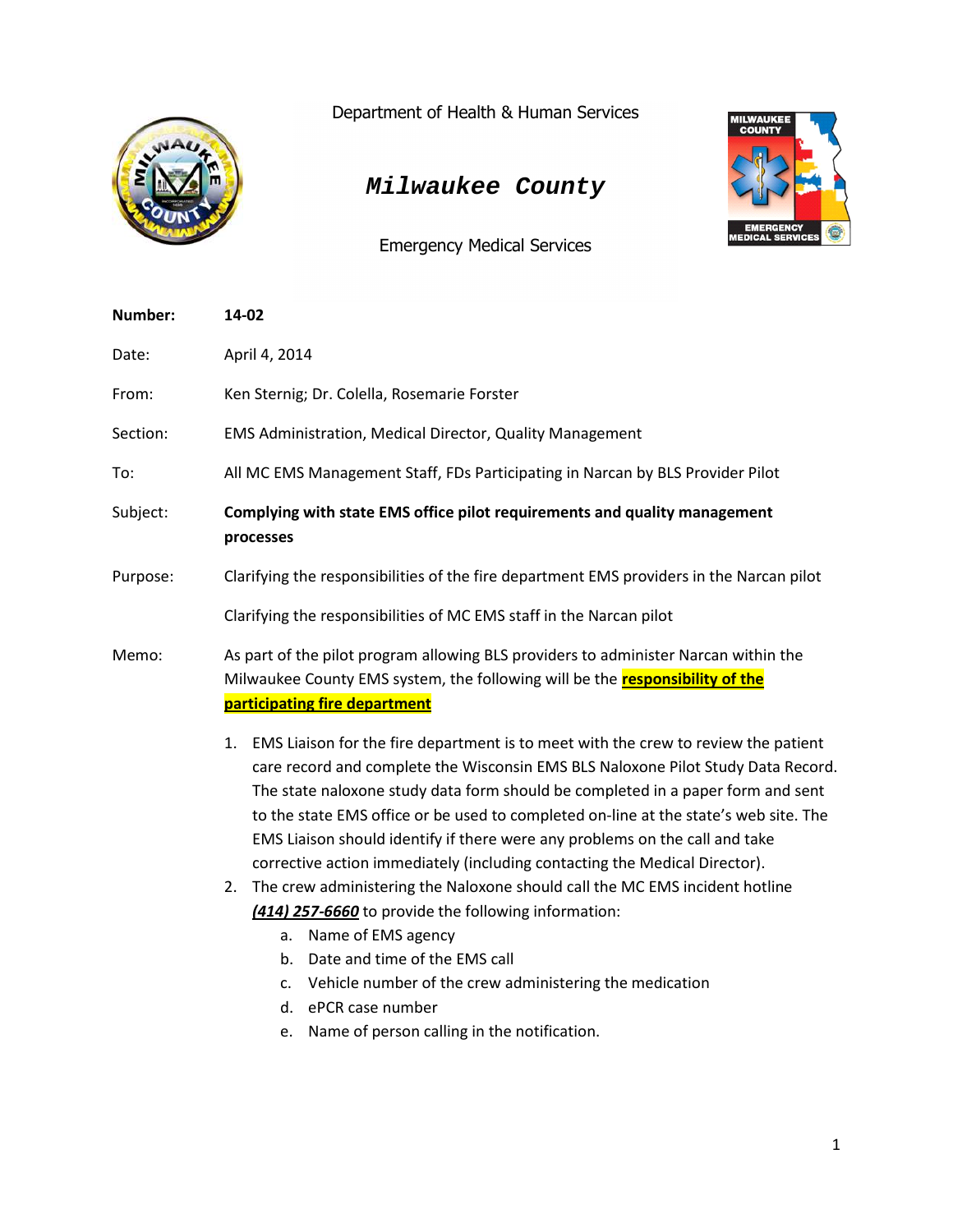Department of Health & Human Services

# *Milwaukee County*

Emergency Medical Services

| | |
|---|---|
| **Number:** | **14-02** |
| Date: | April 4, 2014 |
| From: | Ken Sternig; Dr. Colella, Rosemarie Forster |
| Section: | EMS Administration, Medical Director, Quality Management |
| To: | All MC EMS Management Staff, FDs Participating in Narcan by BLS Provider Pilot |
| Subject: | **Complying with state EMS office pilot requirements and quality management processes** |
| Purpose: | Clarifying the responsibilities of the fire department EMS providers in the Narcan pilot<br><br>Clarifying the responsibilities of MC EMS staff in the Narcan pilot |

Memo: As part of the pilot program allowing BLS providers to administer Narcan within the Milwaukee County EMS system, the following will be the **responsibility of the participating fire department**

1. EMS Liaison for the fire department is to meet with the crew to review the patient care record and complete the Wisconsin EMS BLS Naloxone Pilot Study Data Record. The state naloxone study data form should be completed in a paper form and sent to the state EMS office or be used to completed on-line at the state's web site. The EMS Liaison should identify if there were any problems on the call and take corrective action immediately (including contacting the Medical Director).
2. The crew administering the Naloxone should call the MC EMS incident hotline ***(414) 257-6660*** to provide the following information:
   a. Name of EMS agency
   b. Date and time of the EMS call
   c. Vehicle number of the crew administering the medication
   d. ePCR case number
   e. Name of person calling in the notification.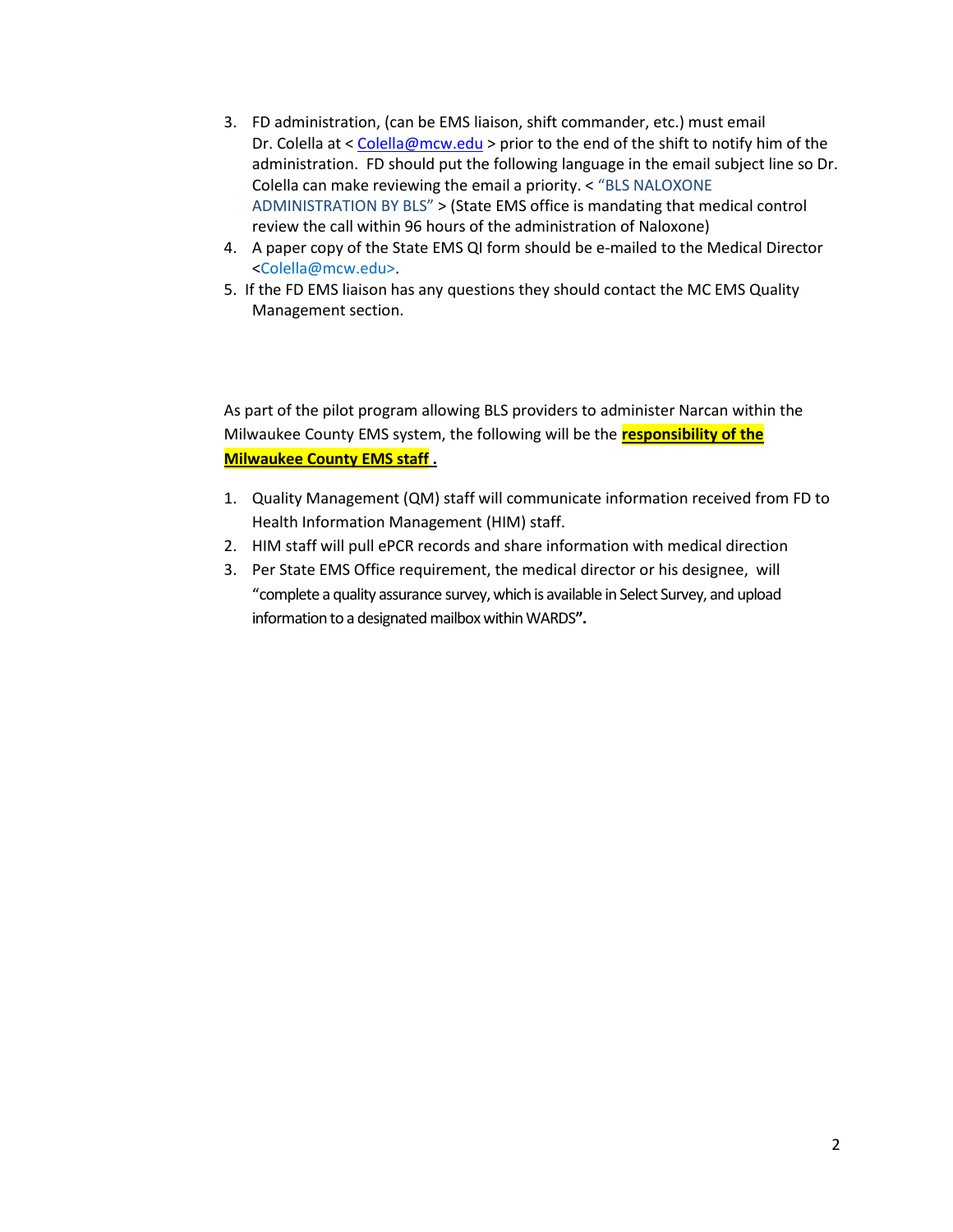3. FD administration, (can be EMS liaison, shift commander, etc.) must email Dr. Colella at < Colella@mcw.edu > prior to the end of the shift to notify him of the administration. FD should put the following language in the email subject line so Dr. Colella can make reviewing the email a priority. < "BLS NALOXONE ADMINISTRATION BY BLS" > (State EMS office is mandating that medical control review the call within 96 hours of the administration of Naloxone)
4. A paper copy of the State EMS QI form should be e-mailed to the Medical Director <Colella@mcw.edu>.
5. If the FD EMS liaison has any questions they should contact the MC EMS Quality Management section.

As part of the pilot program allowing BLS providers to administer Narcan within the Milwaukee County EMS system, the following will be the **responsibility of the Milwaukee County EMS staff .**

1. Quality Management (QM) staff will communicate information received from FD to Health Information Management (HIM) staff.
2. HIM staff will pull ePCR records and share information with medical direction
3. Per State EMS Office requirement, the medical director or his designee, will "complete a quality assurance survey, which is available in Select Survey, and upload information to a designated mailbox within WARDS**".**